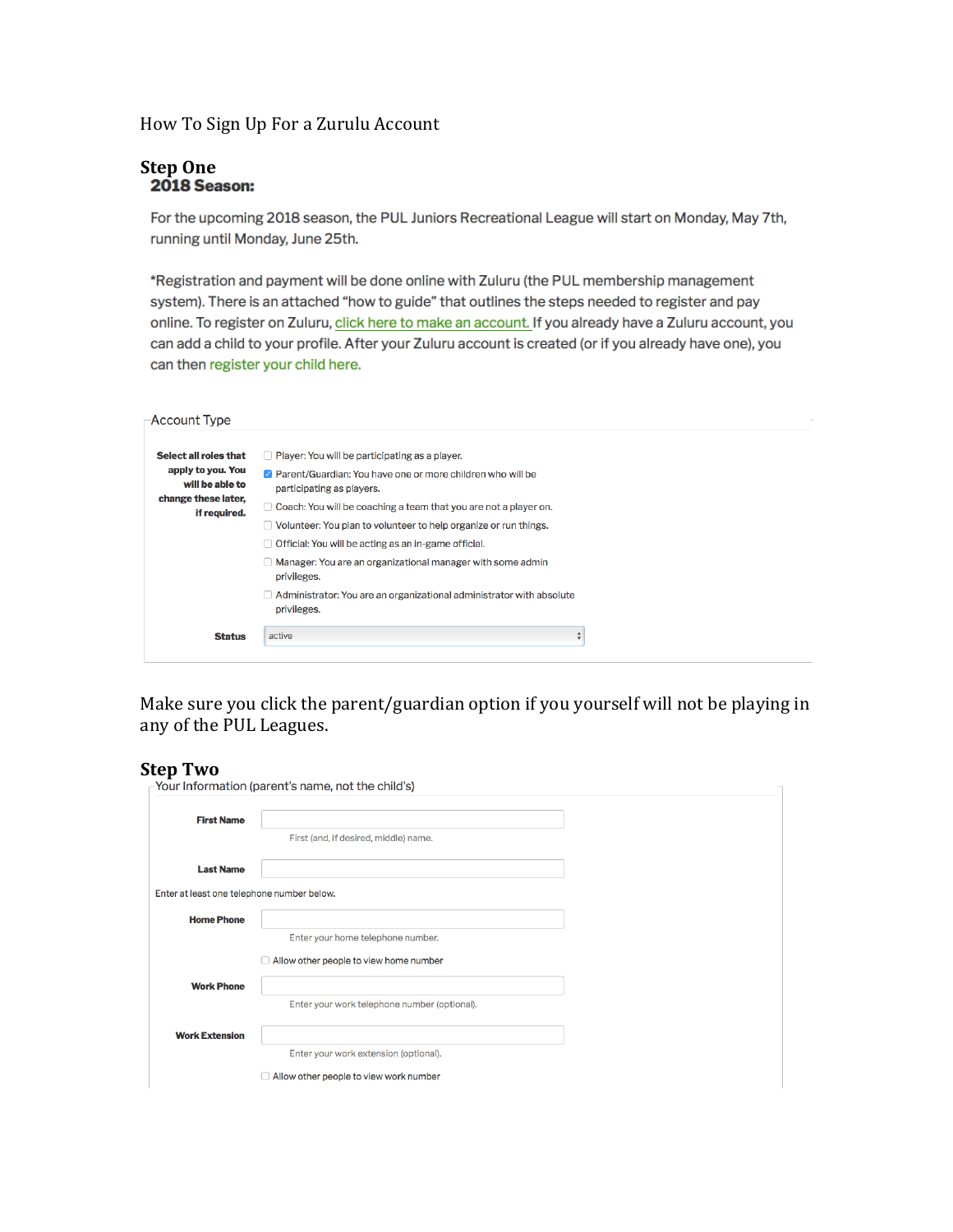How To Sign Up For a Zurulu Account

## Step One

### 2018 Season:

For the upcoming 2018 season, the PUL Juniors Recreational League will start on Monday, May 7th, running until Monday, June 25th.

*Registration and payment will be done online with Zuluru (the PUL membership management system). There is an attached "how to guide" that outlines the steps needed to register and pay online. To register on Zuluru, click here to make an account. If you already have a Zuluru account, you can add a child to your profile. After your Zuluru account is created (or if you already have one), you can then register your child here.

Account Type

**Select all roles that apply to you. You will be able to change these later, if required.**

- [ ] Player: You will be participating as a player.
- [x] Parent/Guardian: You have one or more children who will be participating as players.
- [ ] Coach: You will be coaching a team that you are not a player on.
- [ ] Volunteer: You plan to volunteer to help organize or run things.
- [ ] Official: You will be acting as an in-game official.
- [ ] Manager: You are an organizational manager with some admin privileges.
- [ ] Administrator: You are an organizational administrator with absolute privileges.

**Status** active

Make sure you click the parent/guardian option if you yourself will not be playing in any of the PUL Leagues.

## Step Two

Your Information (parent's name, not the child's)

**First Name**

First (and, if desired, middle) name.

**Last Name**

Enter at least one telephone number below.

**Home Phone**

Enter your home telephone number.

- [ ] Allow other people to view home number

**Work Phone**

Enter your work telephone number (optional).

**Work Extension**

Enter your work extension (optional).

- [ ] Allow other people to view work number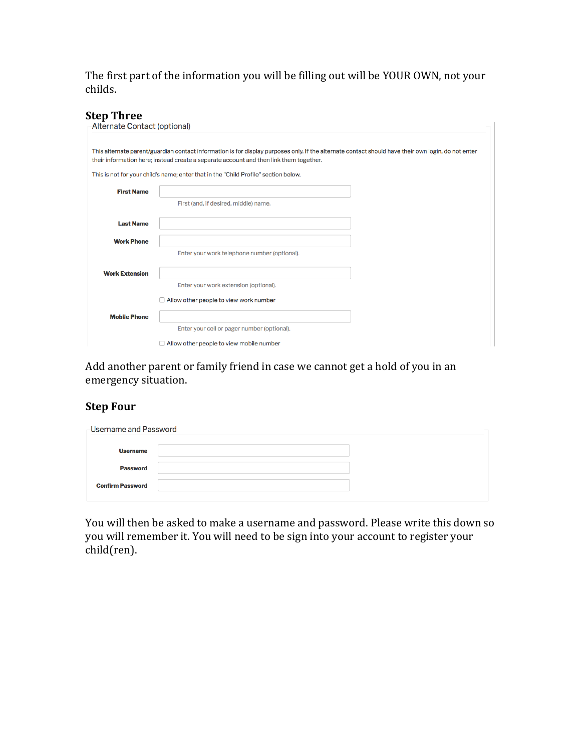The first part of the information you will be filling out will be YOUR OWN, not your childs.

### Step Three

Alternate Contact (optional)

This alternate parent/guardian contact information is for display purposes only. If the alternate contact should have their own login, do not enter their information here; instead create a separate account and then link them together.

This is not for your child's name; enter that in the "Child Profile" section below.

**First Name**

First (and, if desired, middle) name.

**Last Name**

**Work Phone**

Enter your work telephone number (optional).

**Work Extension**

Enter your work extension (optional).

☐ Allow other people to view work number

**Mobile Phone**

Enter your cell or pager number (optional).

☐ Allow other people to view mobile number

Add another parent or family friend in case we cannot get a hold of you in an emergency situation.

### Step Four

Username and Password

**Username**

**Password**

**Confirm Password**

You will then be asked to make a username and password. Please write this down so you will remember it. You will need to be sign into your account to register your child(ren).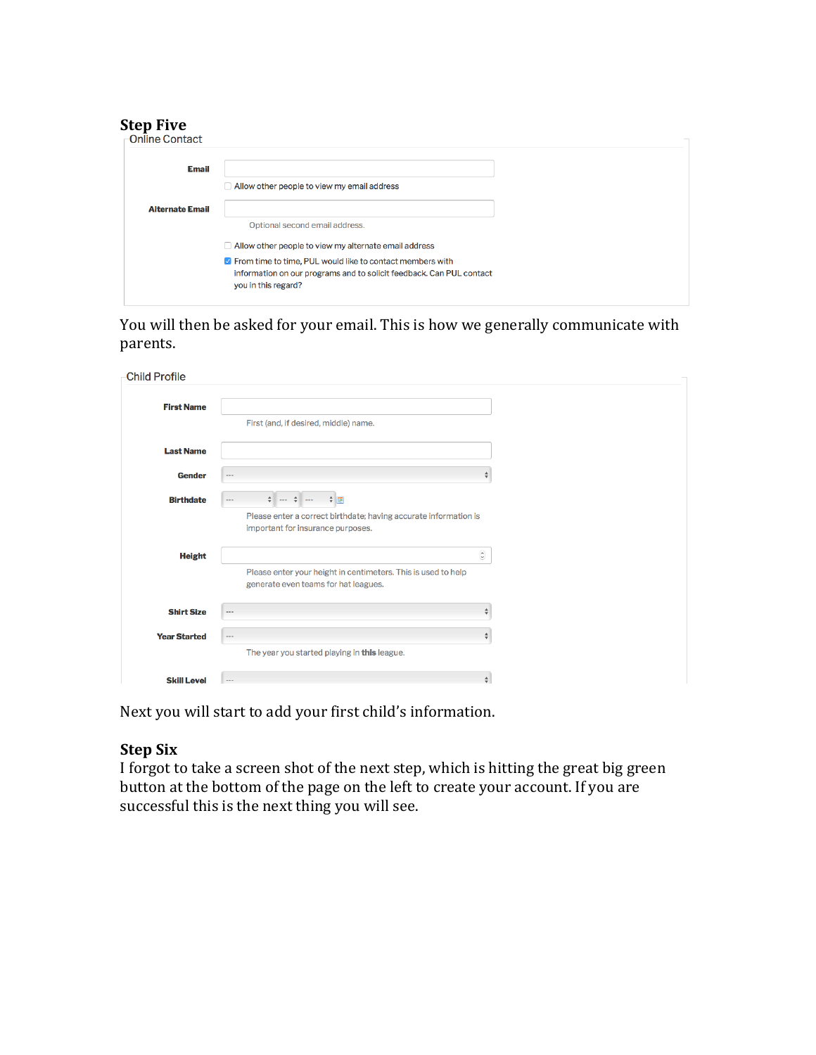### Step Five

Online Contact

**Email**

Allow other people to view my email address

**Alternate Email**

Optional second email address.

Allow other people to view my alternate email address

From time to time, PUL would like to contact members with information on our programs and to solicit feedback. Can PUL contact you in this regard?

You will then be asked for your email. This is how we generally communicate with parents.

Child Profile

**First Name**

First (and, if desired, middle) name.

**Last Name**

**Gender** ---

**Birthdate** --- --- ---

Please enter a correct birthdate; having accurate information is important for insurance purposes.

**Height**

Please enter your height in centimeters. This is used to help generate even teams for hat leagues.

**Shirt Size** ---

**Year Started** ---

The year you started playing in **this** league.

**Skill Level** ---

Next you will start to add your first child's information.

### Step Six

I forgot to take a screen shot of the next step, which is hitting the great big green button at the bottom of the page on the left to create your account. If you are successful this is the next thing you will see.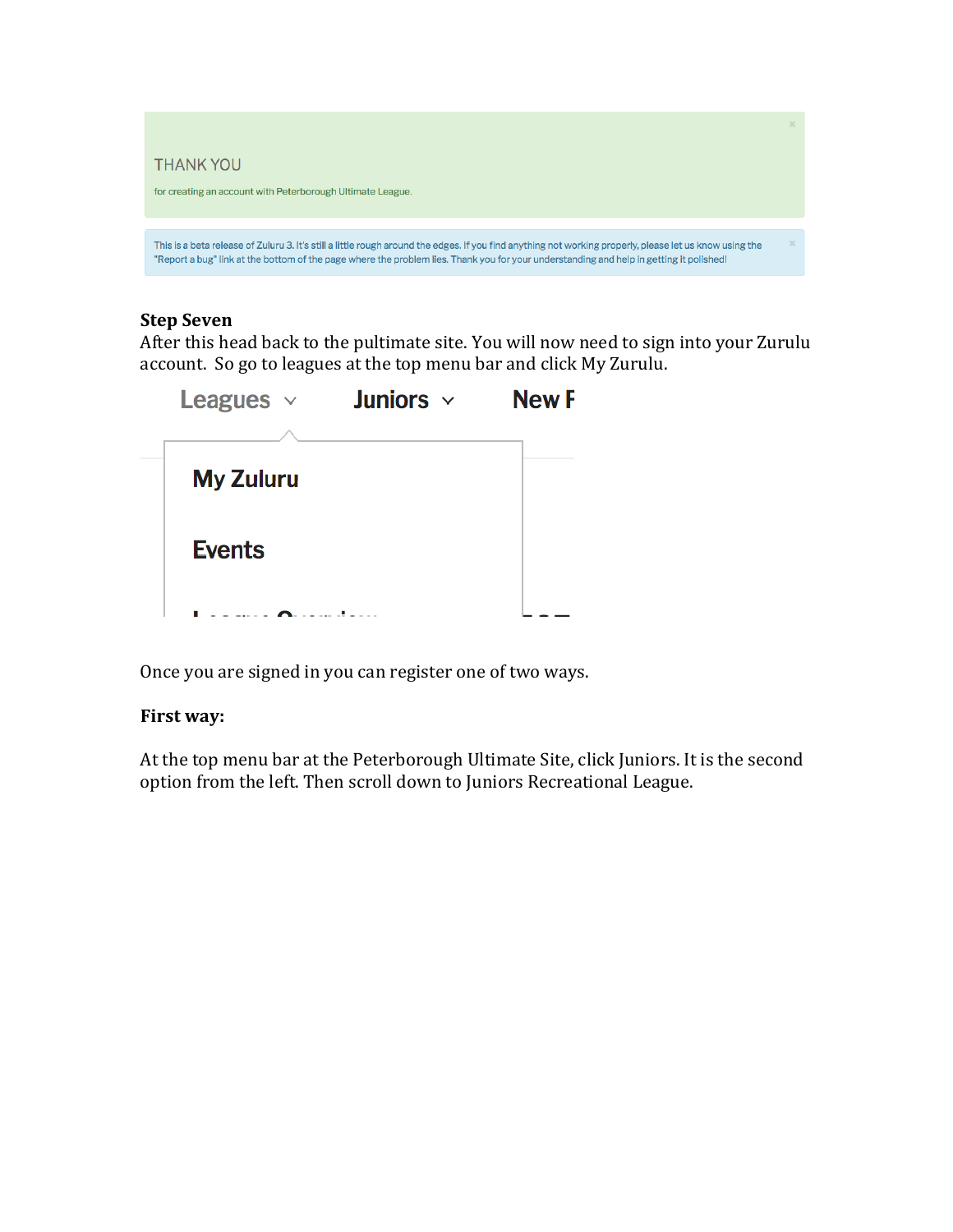THANK YOU

for creating an account with Peterborough Ultimate League.

This is a beta release of Zuluru 3. It's still a little rough around the edges. If you find anything not working properly, please let us know using the "Report a bug" link at the bottom of the page where the problem lies. Thank you for your understanding and help in getting it polished!

**Step Seven**
After this head back to the pultimate site. You will now need to sign into your Zurulu account. So go to leagues at the top menu bar and click My Zurulu.

Leagues | Juniors | New F

My Zuluru

Events

Once you are signed in you can register one of two ways.

**First way:**

At the top menu bar at the Peterborough Ultimate Site, click Juniors. It is the second option from the left. Then scroll down to Juniors Recreational League.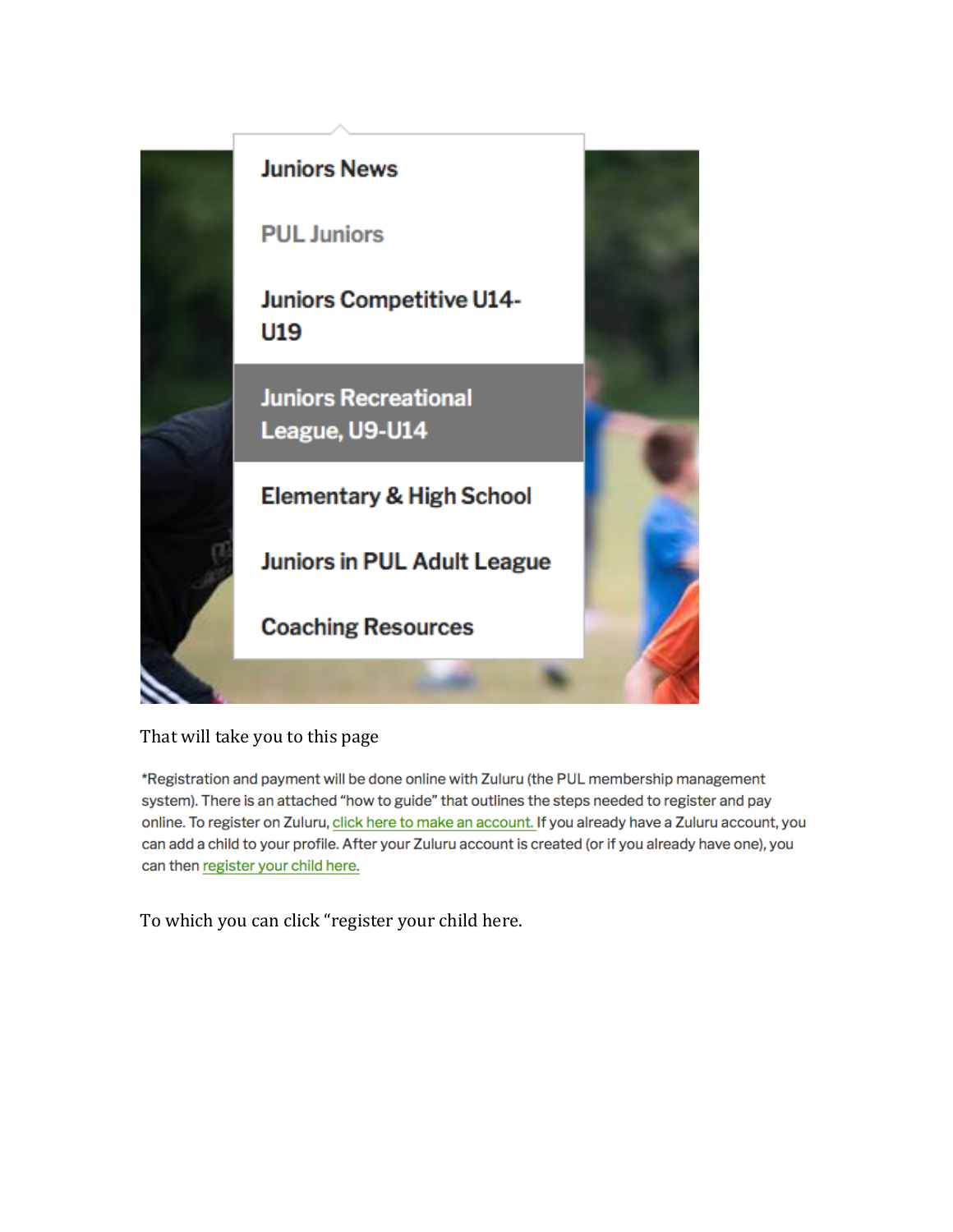Juniors News

PUL Juniors

Juniors Competitive U14-U19

Juniors Recreational League, U9-U14

Elementary & High School

Juniors in PUL Adult League

Coaching Resources

That will take you to this page

*Registration and payment will be done online with Zuluru (the PUL membership management system). There is an attached "how to guide" that outlines the steps needed to register and pay online. To register on Zuluru, click here to make an account. If you already have a Zuluru account, you can add a child to your profile. After your Zuluru account is created (or if you already have one), you can then register your child here.

To which you can click "register your child here.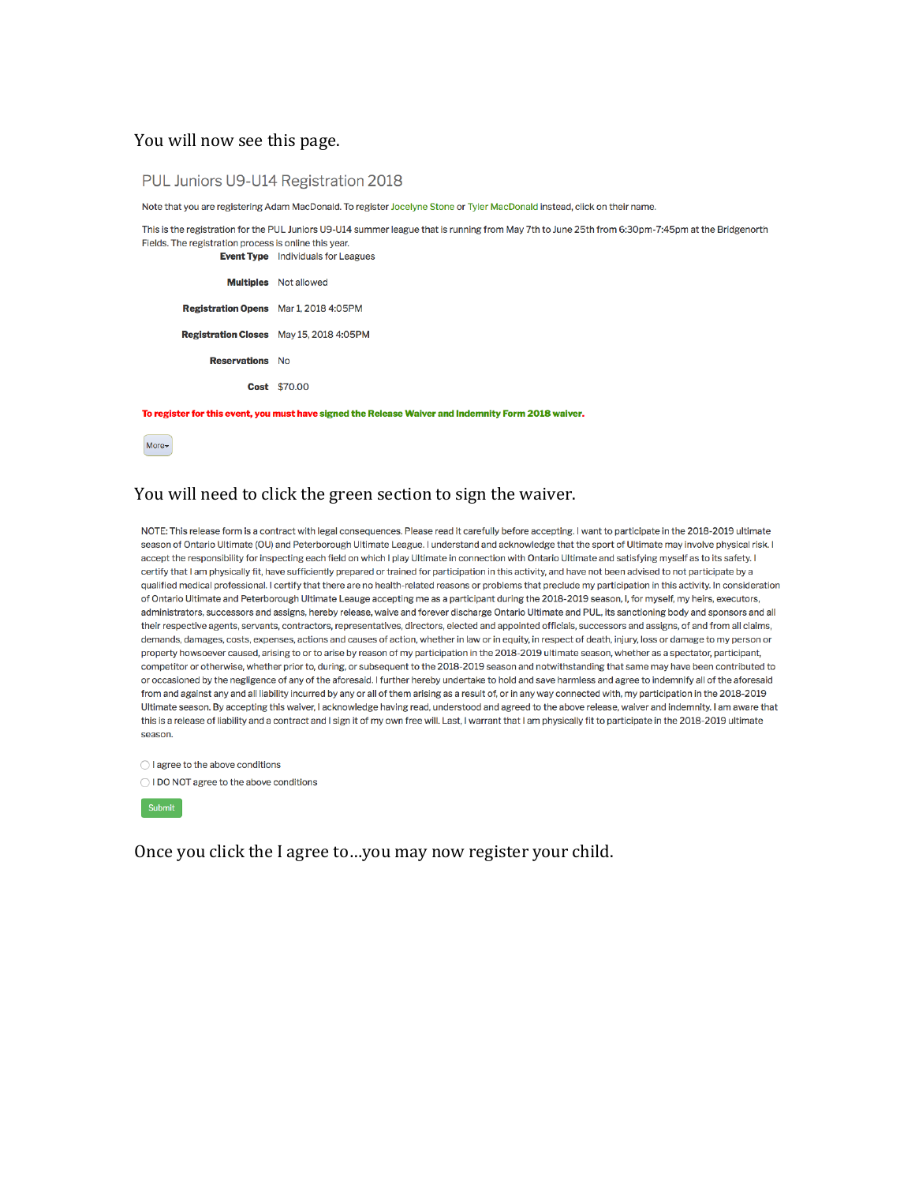You will now see this page.

PUL Juniors U9-U14 Registration 2018

Note that you are registering Adam MacDonald. To register Jocelyne Stone or Tyler MacDonald instead, click on their name.

This is the registration for the PUL Juniors U9-U14 summer league that is running from May 7th to June 25th from 6:30pm-7:45pm at the Bridgenorth Fields. The registration process is online this year.

| | |
|---|---|
| **Event Type** | Individuals for Leagues |
| **Multiples** | Not allowed |
| **Registration Opens** | Mar 1, 2018 4:05PM |
| **Registration Closes** | May 15, 2018 4:05PM |
| **Reservations** | No |
| **Cost** | $70.00 |

**To register for this event, you must have signed the Release Waiver and Indemnity Form 2018 waiver.**

More▾

You will need to click the green section to sign the waiver.

NOTE: This release form is a contract with legal consequences. Please read it carefully before accepting. I want to participate in the 2018-2019 ultimate season of Ontario Ultimate (OU) and Peterborough Ultimate League. I understand and acknowledge that the sport of Ultimate may involve physical risk. I accept the responsibility for inspecting each field on which I play Ultimate in connection with Ontario Ultimate and satisfying myself as to its safety. I certify that I am physically fit, have sufficiently prepared or trained for participation in this activity, and have not been advised to not participate by a qualified medical professional. I certify that there are no health-related reasons or problems that preclude my participation in this activity. In consideration of Ontario Ultimate and Peterborough Ultimate Leauge accepting me as a participant during the 2018-2019 season, I, for myself, my heirs, executors, administrators, successors and assigns, hereby release, waive and forever discharge Ontario Ultimate and PUL, its sanctioning body and sponsors and all their respective agents, servants, contractors, representatives, directors, elected and appointed officials, successors and assigns, of and from all claims, demands, damages, costs, expenses, actions and causes of action, whether in law or in equity, in respect of death, injury, loss or damage to my person or property howsoever caused, arising to or to arise by reason of my participation in the 2018-2019 ultimate season, whether as a spectator, participant, competitor or otherwise, whether prior to, during, or subsequent to the 2018-2019 season and notwithstanding that same may have been contributed to or occasioned by the negligence of any of the aforesaid. I further hereby undertake to hold and save harmless and agree to indemnify all of the aforesaid from and against any and all liability incurred by any or all of them arising as a result of, or in any way connected with, my participation in the 2018-2019 Ultimate season. By accepting this waiver, I acknowledge having read, understood and agreed to the above release, waiver and indemnity. I am aware that this is a release of liability and a contract and I sign it of my own free will. Last, I warrant that I am physically fit to participate in the 2018-2019 ultimate season.

- ○ I agree to the above conditions
- ○ I DO NOT agree to the above conditions

Submit

Once you click the I agree to...you may now register your child.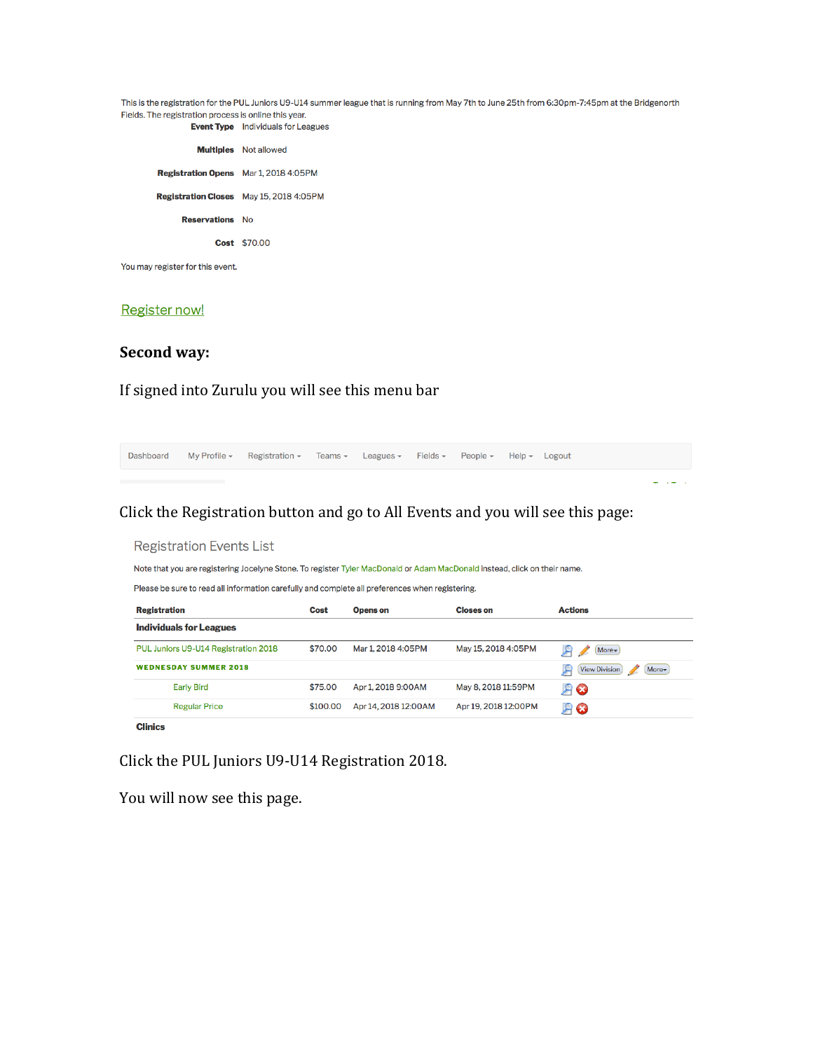This is the registration for the PUL Juniors U9-U14 summer league that is running from May 7th to June 25th from 6:30pm-7:45pm at the Bridgenorth Fields. The registration process is online this year.

| | |
|---|---|
| **Event Type** | Individuals for Leagues |
| **Multiples** | Not allowed |
| **Registration Opens** | Mar 1, 2018 4:05PM |
| **Registration Closes** | May 15, 2018 4:05PM |
| **Reservations** | No |
| **Cost** | $70.00 |

You may register for this event.

Register now!

## Second way:

If signed into Zurulu you will see this menu bar

Dashboard | My Profile | Registration | Teams | Leagues | Fields | People | Help | Logout

Click the Registration button and go to All Events and you will see this page:

### Registration Events List

Note that you are registering Jocelyne Stone. To register Tyler MacDonald or Adam MacDonald instead, click on their name.

Please be sure to read all information carefully and complete all preferences when registering.

| Registration | Cost | Opens on | Closes on | Actions |
|---|---|---|---|---|
| **Individuals for Leagues** | | | | |
| PUL Juniors U9-U14 Registration 2018 | $70.00 | Mar 1, 2018 4:05PM | May 15, 2018 4:05PM | More |
| **WEDNESDAY SUMMER 2018** | | | | View Division More |
| Early Bird | $75.00 | Apr 1, 2018 9:00AM | May 8, 2018 11:59PM | |
| Regular Price | $100.00 | Apr 14, 2018 12:00AM | Apr 19, 2018 12:00PM | |
| **Clinics** | | | | |

Click the PUL Juniors U9-U14 Registration 2018.

You will now see this page.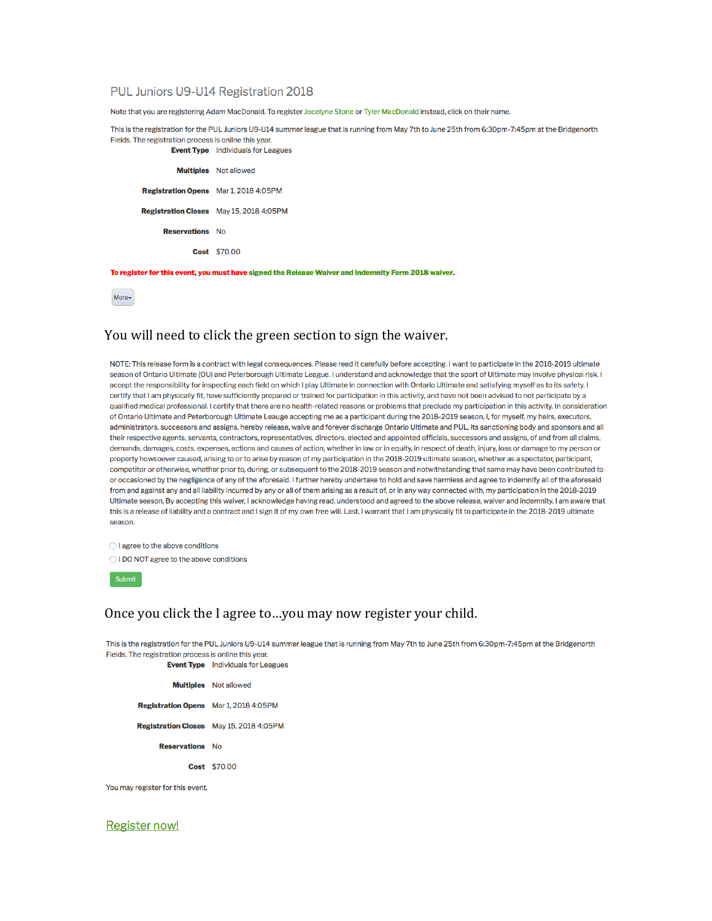## PUL Juniors U9-U14 Registration 2018

Note that you are registering Adam MacDonald. To register Jocelyne Stone or Tyler MacDonald instead, click on their name.

This is the registration for the PUL Juniors U9-U14 summer league that is running from May 7th to June 25th from 6:30pm-7:45pm at the Bridgenorth Fields. The registration process is online this year.

| | |
|---|---|
| **Event Type** | Individuals for Leagues |
| **Multiples** | Not allowed |
| **Registration Opens** | Mar 1, 2018 4:05PM |
| **Registration Closes** | May 15, 2018 4:05PM |
| **Reservations** | No |
| **Cost** | $70.00 |

**To register for this event, you must have signed the Release Waiver and Indemnity Form 2018 waiver.**

More▾

### You will need to click the green section to sign the waiver.

NOTE: This release form is a contract with legal consequences. Please read it carefully before accepting. I want to participate in the 2018-2019 ultimate season of Ontario Ultimate (OU) and Peterborough Ultimate League. I understand and acknowledge that the sport of Ultimate may involve physical risk. I accept the responsibility for inspecting each field on which I play Ultimate in connection with Ontario Ultimate and satisfying myself as to its safety. I certify that I am physically fit, have sufficiently prepared or trained for participation in this activity, and have not been advised to not participate by a qualified medical professional. I certify that there are no health-related reasons or problems that preclude my participation in this activity. In consideration of Ontario Ultimate and Peterborough Ultimate Leauge accepting me as a participant during the 2018-2019 season, I, for myself, my heirs, executors, administrators, successors and assigns, hereby release, waive and forever discharge Ontario Ultimate and PUL, its sanctioning body and sponsors and all their respective agents, servants, contractors, representatives, directors, elected and appointed officials, successors and assigns, of and from all claims, demands, damages, costs, expenses, actions and causes of action, whether in law or in equity, in respect of death, injury, loss or damage to my person or property howsoever caused, arising to or to arise by reason of my participation in the 2018-2019 ultimate season, whether as a spectator, participant, competitor or otherwise, whether prior to, during, or subsequent to the 2018-2019 season and notwithstanding that same may have been contributed to or occasioned by the negligence of any of the aforesaid. I further hereby undertake to hold and save harmless and agree to indemnify all of the aforesaid from and against any and all liability incurred by any or all of them arising as a result of, or in any way connected with, my participation in the 2018-2019 Ultimate season. By accepting this waiver, I acknowledge having read, understood and agreed to the above release, waiver and indemnity. I am aware that this is a release of liability and a contract and I sign it of my own free will. Last, I warrant that I am physically fit to participate in the 2018-2019 ultimate season.

- ○ I agree to the above conditions
- ○ I DO NOT agree to the above conditions

Submit

### Once you click the I agree to…you may now register your child.

This is the registration for the PUL Juniors U9-U14 summer league that is running from May 7th to June 25th from 6:30pm-7:45pm at the Bridgenorth Fields. The registration process is online this year.

| | |
|---|---|
| **Event Type** | Individuals for Leagues |
| **Multiples** | Not allowed |
| **Registration Opens** | Mar 1, 2018 4:05PM |
| **Registration Closes** | May 15, 2018 4:05PM |
| **Reservations** | No |
| **Cost** | $70.00 |

You may register for this event.

Register now!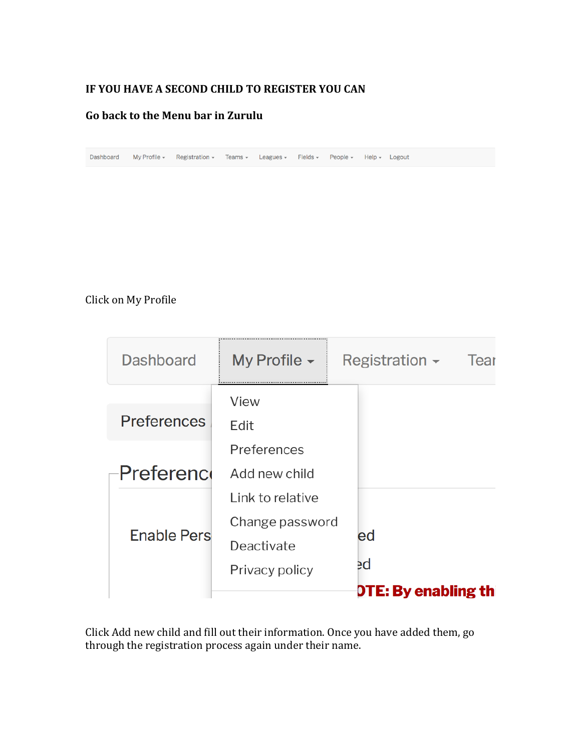**IF YOU HAVE A SECOND CHILD TO REGISTER YOU CAN**

**Go back to the Menu bar in Zurulu**

Dashboard My Profile Registration Teams Leagues Fields People Help Logout

Click on My Profile

Dashboard My Profile Registration Tear

Preferences

Preferenc

Enable Pers

View
Edit
Preferences
Add new child
Link to relative
Change password
Deactivate
Privacy policy

ed

ed

OTE: By enabling th

Click Add new child and fill out their information. Once you have added them, go through the registration process again under their name.